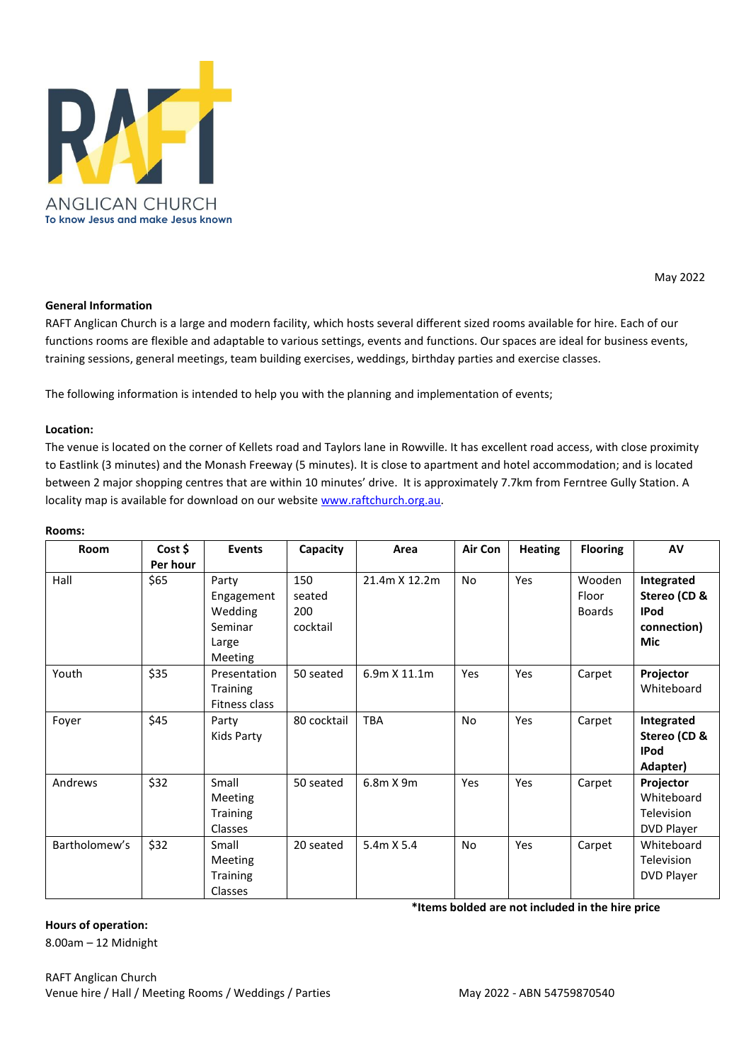RAFT

ANGLICAN CHURCH
To know Jesus and make Jesus known

May 2022

**General Information**

RAFT Anglican Church is a large and modern facility, which hosts several different sized rooms available for hire. Each of our functions rooms are flexible and adaptable to various settings, events and functions. Our spaces are ideal for business events, training sessions, general meetings, team building exercises, weddings, birthday parties and exercise classes.

The following information is intended to help you with the planning and implementation of events;

**Location:**

The venue is located on the corner of Kellets road and Taylors lane in Rowville. It has excellent road access, with close proximity to Eastlink (3 minutes) and the Monash Freeway (5 minutes). It is close to apartment and hotel accommodation; and is located between 2 major shopping centres that are within 10 minutes' drive. It is approximately 7.7km from Ferntree Gully Station. A locality map is available for download on our website www.raftchurch.org.au.

**Rooms:**

| Room | Cost $ Per hour | Events | Capacity | Area | Air Con | Heating | Flooring | AV |
|---|---|---|---|---|---|---|---|---|
| Hall | $65 | Party<br>Engagement<br>Wedding<br>Seminar<br>Large Meeting | 150 seated<br>200 cocktail | 21.4m X 12.2m | No | Yes | Wooden Floor Boards | **Integrated Stereo (CD & IPod connection)**<br>**Mic** |
| Youth | $35 | Presentation<br>Training<br>Fitness class | 50 seated | 6.9m X 11.1m | Yes | Yes | Carpet | **Projector**<br>Whiteboard |
| Foyer | $45 | Party<br>Kids Party | 80 cocktail | TBA | No | Yes | Carpet | **Integrated Stereo (CD & IPod Adapter)** |
| Andrews | $32 | Small Meeting<br>Training<br>Classes | 50 seated | 6.8m X 9m | Yes | Yes | Carpet | **Projector**<br>Whiteboard<br>Television<br>DVD Player |
| Bartholomew's | $32 | Small Meeting<br>Training<br>Classes | 20 seated | 5.4m X 5.4 | No | Yes | Carpet | Whiteboard<br>Television<br>DVD Player |

**\*Items bolded are not included in the hire price**

**Hours of operation:**

8.00am – 12 Midnight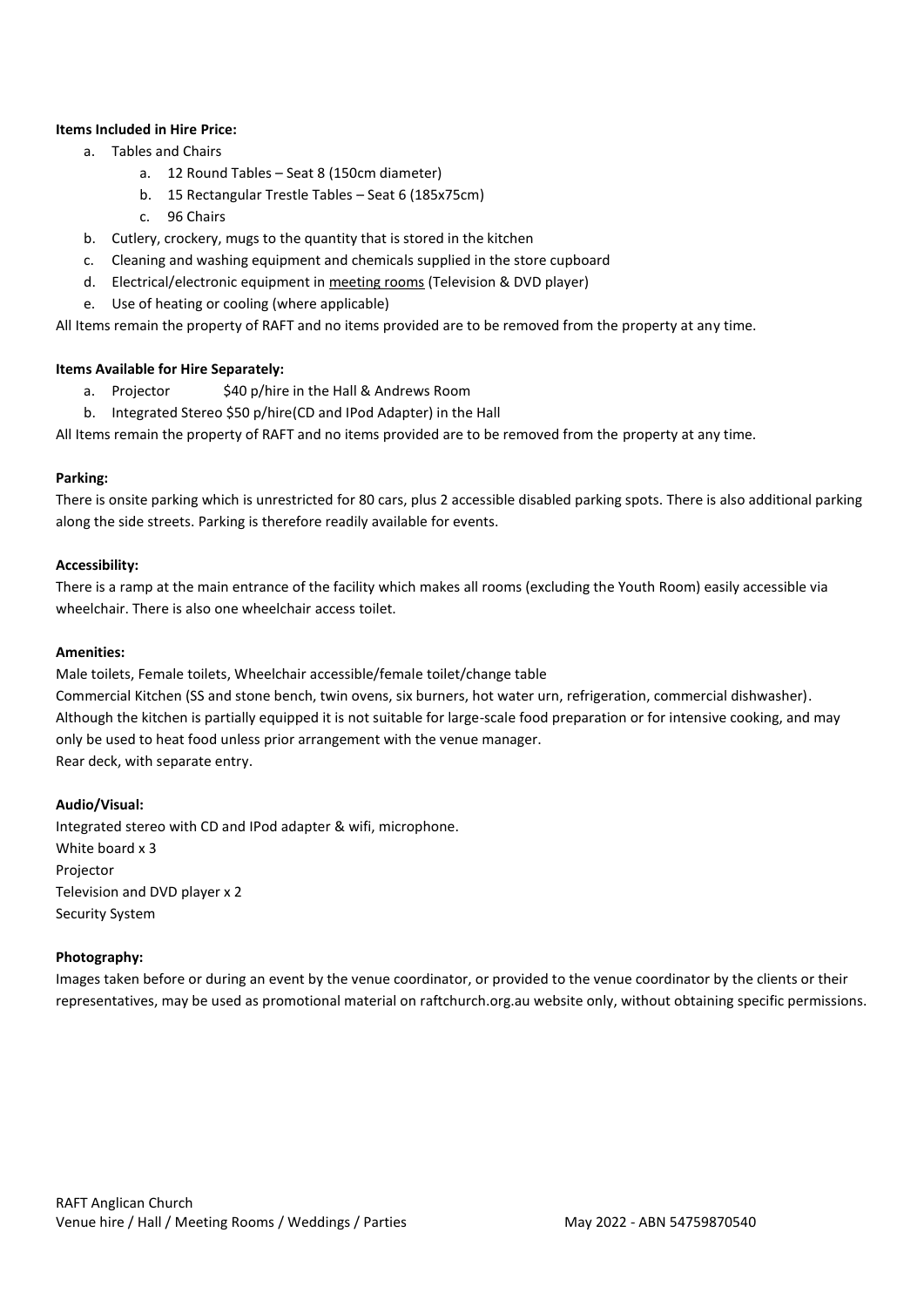**Items Included in Hire Price:**

a. Tables and Chairs
   a. 12 Round Tables – Seat 8 (150cm diameter)
   b. 15 Rectangular Trestle Tables – Seat 6 (185x75cm)
   c. 96 Chairs
b. Cutlery, crockery, mugs to the quantity that is stored in the kitchen
c. Cleaning and washing equipment and chemicals supplied in the store cupboard
d. Electrical/electronic equipment in meeting rooms (Television & DVD player)
e. Use of heating or cooling (where applicable)

All Items remain the property of RAFT and no items provided are to be removed from the property at any time.

**Items Available for Hire Separately:**

a. Projector $40 p/hire in the Hall & Andrews Room
b. Integrated Stereo $50 p/hire(CD and IPod Adapter) in the Hall

All Items remain the property of RAFT and no items provided are to be removed from the property at any time.

**Parking:**

There is onsite parking which is unrestricted for 80 cars, plus 2 accessible disabled parking spots. There is also additional parking along the side streets. Parking is therefore readily available for events.

**Accessibility:**

There is a ramp at the main entrance of the facility which makes all rooms (excluding the Youth Room) easily accessible via wheelchair. There is also one wheelchair access toilet.

**Amenities:**

Male toilets, Female toilets, Wheelchair accessible/female toilet/change table
Commercial Kitchen (SS and stone bench, twin ovens, six burners, hot water urn, refrigeration, commercial dishwasher). Although the kitchen is partially equipped it is not suitable for large-scale food preparation or for intensive cooking, and may only be used to heat food unless prior arrangement with the venue manager.
Rear deck, with separate entry.

**Audio/Visual:**

Integrated stereo with CD and IPod adapter & wifi, microphone.
White board x 3
Projector
Television and DVD player x 2
Security System

**Photography:**

Images taken before or during an event by the venue coordinator, or provided to the venue coordinator by the clients or their representatives, may be used as promotional material on raftchurch.org.au website only, without obtaining specific permissions.